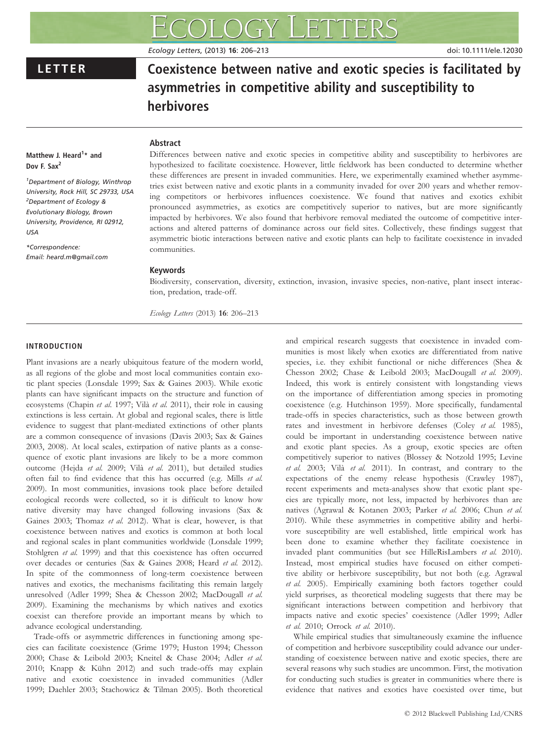# Coexistence between native and exotic species is facilitated by asymmetries in competitive ability and susceptibility to herbivores

LETTER

**Matthew J. Heard[1]* and Dov F. Sax[2]**

[1]Department of Biology, Winthrop University, Rock Hill, SC 29733, USA

[2]Department of Ecology & Evolutionary Biology, Brown University, Providence, RI 02912, USA

*Correspondence: Email: heard.m@gmail.com

## Abstract

Differences between native and exotic species in competitive ability and susceptibility to herbivores are hypothesized to facilitate coexistence. However, little fieldwork has been conducted to determine whether these differences are present in invaded communities. Here, we experimentally examined whether asymmetries exist between native and exotic plants in a community invaded for over 200 years and whether removing competitors or herbivores influences coexistence. We found that natives and exotics exhibit pronounced asymmetries, as exotics are competitively superior to natives, but are more significantly impacted by herbivores. We also found that herbivore removal mediated the outcome of competitive interactions and altered patterns of dominance across our field sites. Collectively, these findings suggest that asymmetric biotic interactions between native and exotic plants can help to facilitate coexistence in invaded communities.

## Keywords

Biodiversity, conservation, diversity, extinction, invasion, invasive species, non-native, plant insect interaction, predation, trade-off.

*Ecology Letters* (2013) **16**: 206–213

## INTRODUCTION

Plant invasions are a nearly ubiquitous feature of the modern world, as all regions of the globe and most local communities contain exotic plant species (Lonsdale 1999; Sax & Gaines 2003). While exotic plants can have significant impacts on the structure and function of ecosystems (Chapin *et al.* 1997; Vilà *et al.* 2011), their role in causing extinctions is less certain. At global and regional scales, there is little evidence to suggest that plant-mediated extinctions of other plants are a common consequence of invasions (Davis 2003; Sax & Gaines 2003, 2008). At local scales, extirpation of native plants as a consequence of exotic plant invasions are likely to be a more common outcome (Hejda *et al.* 2009; Vilà *et al.* 2011), but detailed studies often fail to find evidence that this has occurred (e.g. Mills *et al.* 2009). In most communities, invasions took place before detailed ecological records were collected, so it is difficult to know how native diversity may have changed following invasions (Sax & Gaines 2003; Thomaz *et al.* 2012). What is clear, however, is that coexistence between natives and exotics is common at both local and regional scales in plant communities worldwide (Lonsdale 1999; Stohlgren *et al.* 1999) and that this coexistence has often occurred over decades or centuries (Sax & Gaines 2008; Heard *et al.* 2012). In spite of the commonness of long-term coexistence between natives and exotics, the mechanisms facilitating this remain largely unresolved (Adler 1999; Shea & Chesson 2002; MacDougall *et al.* 2009). Examining the mechanisms by which natives and exotics coexist can therefore provide an important means by which to advance ecological understanding.

Trade-offs or asymmetric differences in functioning among species can facilitate coexistence (Grime 1979; Huston 1994; Chesson 2000; Chase & Leibold 2003; Kneitel & Chase 2004; Adler *et al.* 2010; Knapp & Kühn 2012) and such trade-offs may explain native and exotic coexistence in invaded communities (Adler 1999; Daehler 2003; Stachowicz & Tilman 2005). Both theoretical and empirical research suggests that coexistence in invaded communities is most likely when exotics are differentiated from native species, i.e. they exhibit functional or niche differences (Shea & Chesson 2002; Chase & Leibold 2003; MacDougall *et al.* 2009). Indeed, this work is entirely consistent with longstanding views on the importance of differentiation among species in promoting coexistence (e.g. Hutchinson 1959). More specifically, fundamental trade-offs in species characteristics, such as those between growth rates and investment in herbivore defenses (Coley *et al.* 1985), could be important in understanding coexistence between native and exotic plant species. As a group, exotic species are often competitively superior to natives (Blossey & Notzold 1995; Levine *et al.* 2003; Vilà *et al.* 2011). In contrast, and contrary to the expectations of the enemy release hypothesis (Crawley 1987), recent experiments and meta-analyses show that exotic plant species are typically more, not less, impacted by herbivores than are natives (Agrawal & Kotanen 2003; Parker *et al.* 2006; Chun *et al.* 2010). While these asymmetries in competitive ability and herbivore susceptibility are well established, little empirical work has been done to examine whether they facilitate coexistence in invaded plant communities (but see HilleRisLambers *et al.* 2010). Instead, most empirical studies have focused on either competitive ability or herbivore susceptibility, but not both (e.g. Agrawal *et al.* 2005). Empirically examining both factors together could yield surprises, as theoretical modeling suggests that there may be significant interactions between competition and herbivory that impacts native and exotic species' coexistence (Adler 1999; Adler *et al.* 2010; Orrock *et al.* 2010).

While empirical studies that simultaneously examine the influence of competition and herbivore susceptibility could advance our understanding of coexistence between native and exotic species, there are several reasons why such studies are uncommon. First, the motivation for conducting such studies is greater in communities where there is evidence that natives and exotics have coexisted over time, but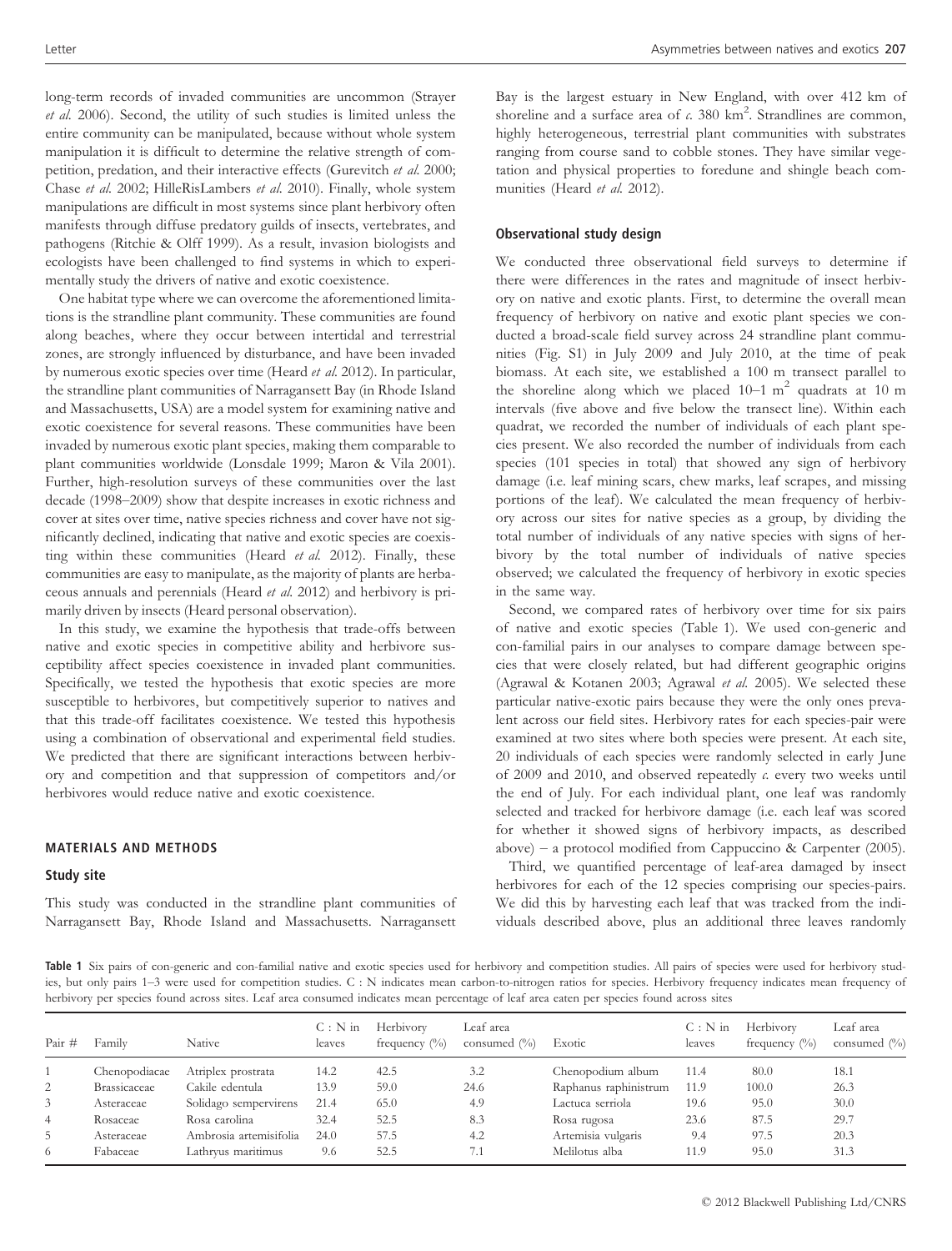long-term records of invaded communities are uncommon (Strayer *et al.* 2006). Second, the utility of such studies is limited unless the entire community can be manipulated, because without whole system manipulation it is difficult to determine the relative strength of competition, predation, and their interactive effects (Gurevitch *et al.* 2000; Chase *et al.* 2002; HilleRisLambers *et al.* 2010). Finally, whole system manipulations are difficult in most systems since plant herbivory often manifests through diffuse predatory guilds of insects, vertebrates, and pathogens (Ritchie & Olff 1999). As a result, invasion biologists and ecologists have been challenged to find systems in which to experimentally study the drivers of native and exotic coexistence.

One habitat type where we can overcome the aforementioned limitations is the strandline plant community. These communities are found along beaches, where they occur between intertidal and terrestrial zones, are strongly influenced by disturbance, and have been invaded by numerous exotic species over time (Heard *et al.* 2012). In particular, the strandline plant communities of Narragansett Bay (in Rhode Island and Massachusetts, USA) are a model system for examining native and exotic coexistence for several reasons. These communities have been invaded by numerous exotic plant species, making them comparable to plant communities worldwide (Lonsdale 1999; Maron & Vila 2001). Further, high-resolution surveys of these communities over the last decade (1998–2009) show that despite increases in exotic richness and cover at sites over time, native species richness and cover have not significantly declined, indicating that native and exotic species are coexisting within these communities (Heard *et al.* 2012). Finally, these communities are easy to manipulate, as the majority of plants are herbaceous annuals and perennials (Heard *et al.* 2012) and herbivory is primarily driven by insects (Heard personal observation).

In this study, we examine the hypothesis that trade-offs between native and exotic species in competitive ability and herbivore susceptibility affect species coexistence in invaded plant communities. Specifically, we tested the hypothesis that exotic species are more susceptible to herbivores, but competitively superior to natives and that this trade-off facilitates coexistence. We tested this hypothesis using a combination of observational and experimental field studies. We predicted that there are significant interactions between herbivory and competition and that suppression of competitors and/or herbivores would reduce native and exotic coexistence.

## MATERIALS AND METHODS

### Study site

This study was conducted in the strandline plant communities of Narragansett Bay, Rhode Island and Massachusetts. Narragansett Bay is the largest estuary in New England, with over 412 km of shoreline and a surface area of *c.* 380 km$^2$. Strandlines are common, highly heterogeneous, terrestrial plant communities with substrates ranging from course sand to cobble stones. They have similar vegetation and physical properties to foredune and shingle beach communities (Heard *et al.* 2012).

### Observational study design

We conducted three observational field surveys to determine if there were differences in the rates and magnitude of insect herbivory on native and exotic plants. First, to determine the overall mean frequency of herbivory on native and exotic plant species we conducted a broad-scale field survey across 24 strandline plant communities (Fig. S1) in July 2009 and July 2010, at the time of peak biomass. At each site, we established a 100 m transect parallel to the shoreline along which we placed 10–1 m$^2$ quadrats at 10 m intervals (five above and five below the transect line). Within each quadrat, we recorded the number of individuals of each plant species present. We also recorded the number of individuals from each species (101 species in total) that showed any sign of herbivory damage (i.e. leaf mining scars, chew marks, leaf scrapes, and missing portions of the leaf). We calculated the mean frequency of herbivory across our sites for native species as a group, by dividing the total number of individuals of any native species with signs of herbivory by the total number of individuals of native species observed; we calculated the frequency of herbivory in exotic species in the same way.

Second, we compared rates of herbivory over time for six pairs of native and exotic species (Table 1). We used con-generic and con-familial pairs in our analyses to compare damage between species that were closely related, but had different geographic origins (Agrawal & Kotanen 2003; Agrawal *et al.* 2005). We selected these particular native-exotic pairs because they were the only ones prevalent across our field sites. Herbivory rates for each species-pair were examined at two sites where both species were present. At each site, 20 individuals of each species were randomly selected in early June of 2009 and 2010, and observed repeatedly *c.* every two weeks until the end of July. For each individual plant, one leaf was randomly selected and tracked for herbivore damage (i.e. each leaf was scored for whether it showed signs of herbivory impacts, as described above) – a protocol modified from Cappuccino & Carpenter (2005).

Third, we quantified percentage of leaf-area damaged by insect herbivores for each of the 12 species comprising our species-pairs. We did this by harvesting each leaf that was tracked from the individuals described above, plus an additional three leaves randomly

**Table 1** Six pairs of con-generic and con-familial native and exotic species used for herbivory and competition studies. All pairs of species were used for herbivory studies, but only pairs 1–3 were used for competition studies. C : N indicates mean carbon-to-nitrogen ratios for species. Herbivory frequency indicates mean frequency of herbivory per species found across sites. Leaf area consumed indicates mean percentage of leaf area eaten per species found across sites

| Pair # | Family | Native | C : N in leaves | Herbivory frequency (%) | Leaf area consumed (%) | Exotic | C : N in leaves | Herbivory frequency (%) | Leaf area consumed (%) |
|---|---|---|---|---|---|---|---|---|---|
| 1 | Chenopodiaceae | Atriplex prostrata | 14.2 | 42.5 | 3.2 | Chenopodium album | 11.4 | 80.0 | 18.1 |
| 2 | Brassicaceae | Cakile edentula | 13.9 | 59.0 | 24.6 | Raphanus raphinistrum | 11.9 | 100.0 | 26.3 |
| 3 | Asteraceae | Solidago sempervirens | 21.4 | 65.0 | 4.9 | Lactuca serriola | 19.6 | 95.0 | 30.0 |
| 4 | Rosaceae | Rosa carolina | 32.4 | 52.5 | 8.3 | Rosa rugosa | 23.6 | 87.5 | 29.7 |
| 5 | Asteraceae | Ambrosia artemisifolia | 24.0 | 57.5 | 4.2 | Artemisia vulgaris | 9.4 | 97.5 | 20.3 |
| 6 | Fabaceae | Lathryus maritimus | 9.6 | 52.5 | 7.1 | Melilotus alba | 11.9 | 95.0 | 31.3 |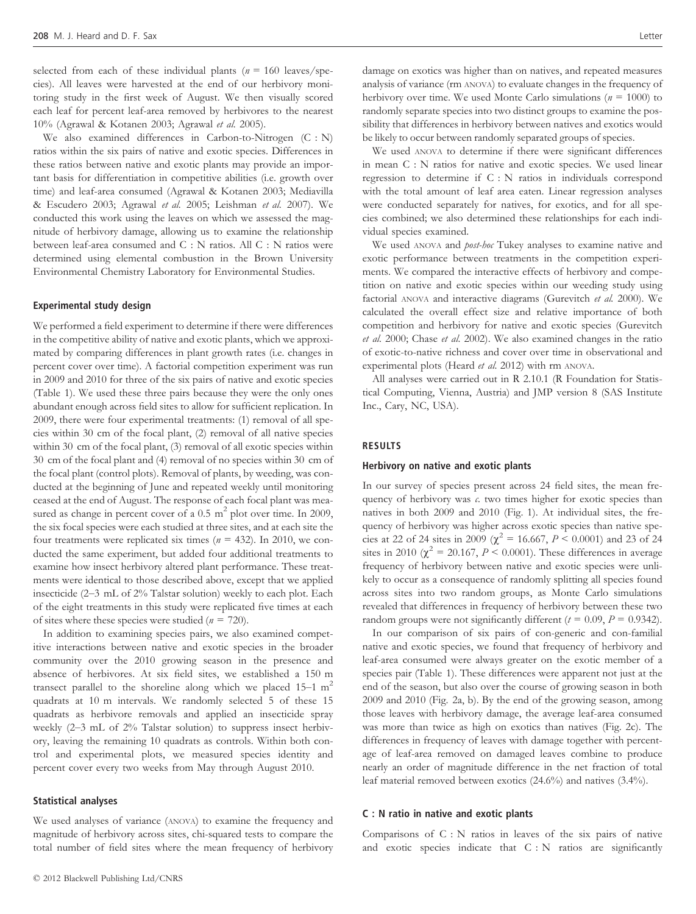selected from each of these individual plants ($n$ = 160 leaves/species). All leaves were harvested at the end of our herbivory monitoring study in the first week of August. We then visually scored each leaf for percent leaf-area removed by herbivores to the nearest 10% (Agrawal & Kotanen 2003; Agrawal *et al.* 2005).

We also examined differences in Carbon-to-Nitrogen (C : N) ratios within the six pairs of native and exotic species. Differences in these ratios between native and exotic plants may provide an important basis for differentiation in competitive abilities (i.e. growth over time) and leaf-area consumed (Agrawal & Kotanen 2003; Mediavilla & Escudero 2003; Agrawal *et al.* 2005; Leishman *et al.* 2007). We conducted this work using the leaves on which we assessed the magnitude of herbivory damage, allowing us to examine the relationship between leaf-area consumed and C : N ratios. All C : N ratios were determined using elemental combustion in the Brown University Environmental Chemistry Laboratory for Environmental Studies.

### Experimental study design

We performed a field experiment to determine if there were differences in the competitive ability of native and exotic plants, which we approximated by comparing differences in plant growth rates (i.e. changes in percent cover over time). A factorial competition experiment was run in 2009 and 2010 for three of the six pairs of native and exotic species (Table 1). We used these three pairs because they were the only ones abundant enough across field sites to allow for sufficient replication. In 2009, there were four experimental treatments: (1) removal of all species within 30 cm of the focal plant, (2) removal of all native species within 30 cm of the focal plant, (3) removal of all exotic species within 30 cm of the focal plant and (4) removal of no species within 30 cm of the focal plant (control plots). Removal of plants, by weeding, was conducted at the beginning of June and repeated weekly until monitoring ceased at the end of August. The response of each focal plant was measured as change in percent cover of a 0.5 $m^2$ plot over time. In 2009, the six focal species were each studied at three sites, and at each site the four treatments were replicated six times ($n$ = 432). In 2010, we conducted the same experiment, but added four additional treatments to examine how insect herbivory altered plant performance. These treatments were identical to those described above, except that we applied insecticide (2–3 mL of 2% Talstar solution) weekly to each plot. Each of the eight treatments in this study were replicated five times at each of sites where these species were studied ($n$ = 720).

In addition to examining species pairs, we also examined competitive interactions between native and exotic species in the broader community over the 2010 growing season in the presence and absence of herbivores. At six field sites, we established a 150 m transect parallel to the shoreline along which we placed 15–1 $m^2$ quadrats at 10 m intervals. We randomly selected 5 of these 15 quadrats as herbivore removals and applied an insecticide spray weekly (2–3 mL of 2% Talstar solution) to suppress insect herbivory, leaving the remaining 10 quadrats as controls. Within both control and experimental plots, we measured species identity and percent cover every two weeks from May through August 2010.

### Statistical analyses

We used analyses of variance (ANOVA) to examine the frequency and magnitude of herbivory across sites, chi-squared tests to compare the total number of field sites where the mean frequency of herbivory damage on exotics was higher than on natives, and repeated measures analysis of variance (rm ANOVA) to evaluate changes in the frequency of herbivory over time. We used Monte Carlo simulations ($n$ = 1000) to randomly separate species into two distinct groups to examine the possibility that differences in herbivory between natives and exotics would be likely to occur between randomly separated groups of species.

We used ANOVA to determine if there were significant differences in mean C : N ratios for native and exotic species. We used linear regression to determine if C : N ratios in individuals correspond with the total amount of leaf area eaten. Linear regression analyses were conducted separately for natives, for exotics, and for all species combined; we also determined these relationships for each individual species examined.

We used ANOVA and *post-hoc* Tukey analyses to examine native and exotic performance between treatments in the competition experiments. We compared the interactive effects of herbivory and competition on native and exotic species within our weeding study using factorial ANOVA and interactive diagrams (Gurevitch *et al.* 2000). We calculated the overall effect size and relative importance of both competition and herbivory for native and exotic species (Gurevitch *et al.* 2000; Chase *et al.* 2002). We also examined changes in the ratio of exotic-to-native richness and cover over time in observational and experimental plots (Heard *et al.* 2012) with rm ANOVA.

All analyses were carried out in R 2.10.1 (R Foundation for Statistical Computing, Vienna, Austria) and JMP version 8 (SAS Institute Inc., Cary, NC, USA).

## RESULTS

### Herbivory on native and exotic plants

In our survey of species present across 24 field sites, the mean frequency of herbivory was *c.* two times higher for exotic species than natives in both 2009 and 2010 (Fig. 1). At individual sites, the frequency of herbivory was higher across exotic species than native species at 22 of 24 sites in 2009 ($\chi^2$ = 16.667, $P$ < 0.0001) and 23 of 24 sites in 2010 ($\chi^2$ = 20.167, $P$ < 0.0001). These differences in average frequency of herbivory between native and exotic species were unlikely to occur as a consequence of randomly splitting all species found across sites into two random groups, as Monte Carlo simulations revealed that differences in frequency of herbivory between these two random groups were not significantly different ($t$ = 0.09, $P$ = 0.9342).

In our comparison of six pairs of con-generic and con-familial native and exotic species, we found that frequency of herbivory and leaf-area consumed were always greater on the exotic member of a species pair (Table 1). These differences were apparent not just at the end of the season, but also over the course of growing season in both 2009 and 2010 (Fig. 2a, b). By the end of the growing season, among those leaves with herbivory damage, the average leaf-area consumed was more than twice as high on exotics than natives (Fig. 2c). The differences in frequency of leaves with damage together with percentage of leaf-area removed on damaged leaves combine to produce nearly an order of magnitude difference in the net fraction of total leaf material removed between exotics (24.6%) and natives (3.4%).

### C : N ratio in native and exotic plants

Comparisons of C : N ratios in leaves of the six pairs of native and exotic species indicate that C : N ratios are significantly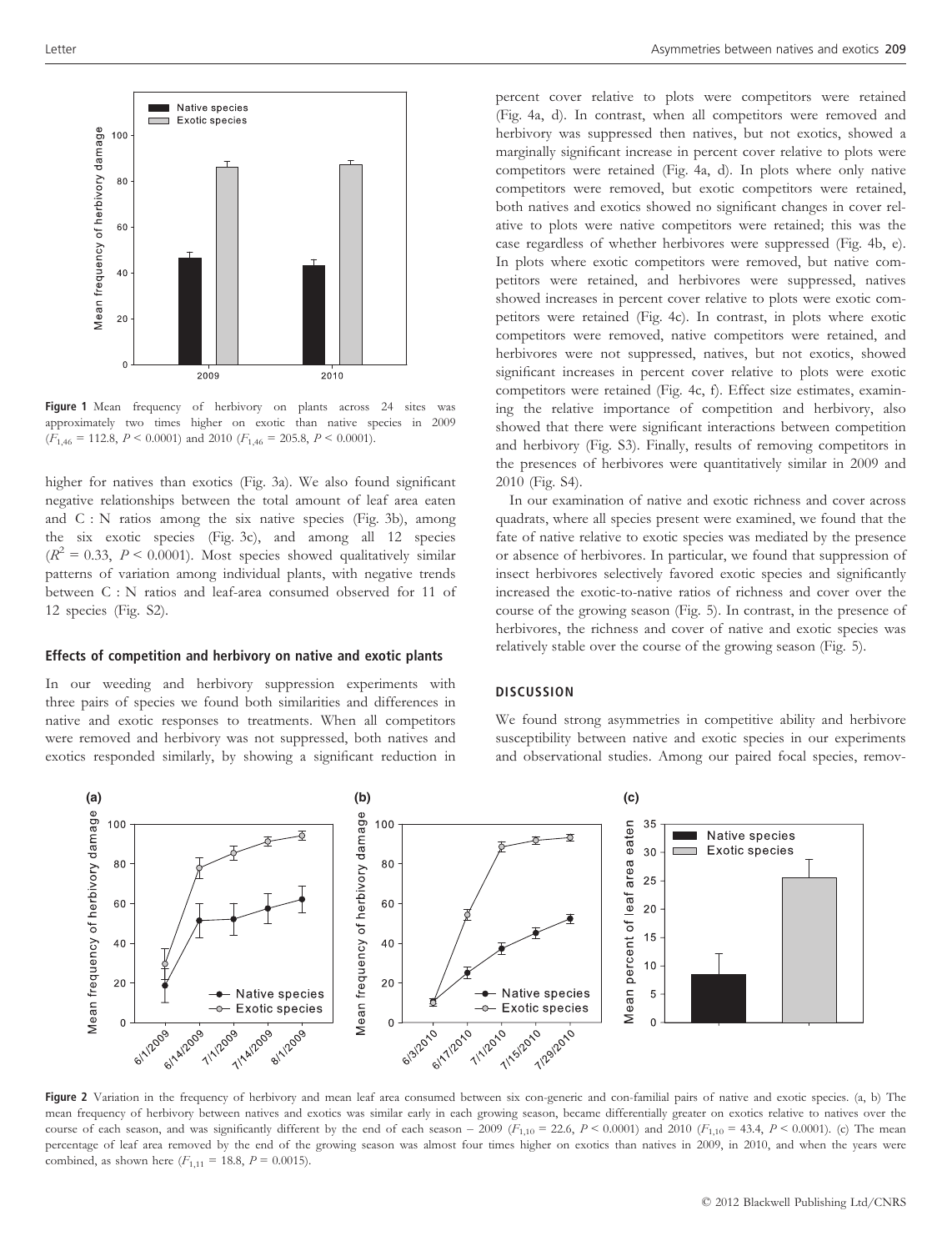**Figure 1** Mean frequency of herbivory on plants across 24 sites was approximately two times higher on exotic than native species in 2009 ($F_{1,46}$ = 112.8, $P$ < 0.0001) and 2010 ($F_{1,46}$ = 205.8, $P$ < 0.0001).

higher for natives than exotics (Fig. 3a). We also found significant negative relationships between the total amount of leaf area eaten and C : N ratios among the six native species (Fig. 3b), among the six exotic species (Fig. 3c), and among all 12 species ($R^2$ = 0.33, $P$ < 0.0001). Most species showed qualitatively similar patterns of variation among individual plants, with negative trends between C : N ratios and leaf-area consumed observed for 11 of 12 species (Fig. S2).

#### Effects of competition and herbivory on native and exotic plants

In our weeding and herbivory suppression experiments with three pairs of species we found both similarities and differences in native and exotic responses to treatments. When all competitors were removed and herbivory was not suppressed, both natives and exotics responded similarly, by showing a significant reduction in percent cover relative to plots were competitors were retained (Fig. 4a, d). In contrast, when all competitors were removed and herbivory was suppressed then natives, but not exotics, showed a marginally significant increase in percent cover relative to plots were competitors were retained (Fig. 4a, d). In plots where only native competitors were removed, but exotic competitors were retained, both natives and exotics showed no significant changes in cover relative to plots were native competitors were retained; this was the case regardless of whether herbivores were suppressed (Fig. 4b, e). In plots where exotic competitors were removed, but native competitors were retained, and herbivores were suppressed, natives showed increases in percent cover relative to plots were exotic competitors were retained (Fig. 4c). In contrast, in plots where exotic competitors were removed, native competitors were retained, and herbivores were not suppressed, natives, but not exotics, showed significant increases in percent cover relative to plots were exotic competitors were retained (Fig. 4c, f). Effect size estimates, examining the relative importance of competition and herbivory, also showed that there were significant interactions between competition and herbivory (Fig. S3). Finally, results of removing competitors in the presences of herbivores were quantitatively similar in 2009 and 2010 (Fig. S4).

In our examination of native and exotic richness and cover across quadrats, where all species present were examined, we found that the fate of native relative to exotic species was mediated by the presence or absence of herbivores. In particular, we found that suppression of insect herbivores selectively favored exotic species and significantly increased the exotic-to-native ratios of richness and cover over the course of the growing season (Fig. 5). In contrast, in the presence of herbivores, the richness and cover of native and exotic species was relatively stable over the course of the growing season (Fig. 5).

## DISCUSSION

We found strong asymmetries in competitive ability and herbivore susceptibility between native and exotic species in our experiments and observational studies. Among our paired focal species, remov-

**Figure 2** Variation in the frequency of herbivory and mean leaf area consumed between six con-generic and con-familial pairs of native and exotic species. (a, b) The mean frequency of herbivory between natives and exotics was similar early in each growing season, became differentially greater on exotics relative to natives over the course of each season, and was significantly different by the end of each season – 2009 ($F_{1,10}$ = 22.6, $P$ < 0.0001) and 2010 ($F_{1,10}$ = 43.4, $P$ < 0.0001). (c) The mean percentage of leaf area removed by the end of the growing season was almost four times higher on exotics than natives in 2009, in 2010, and when the years were combined, as shown here ($F_{1,11}$ = 18.8, $P$ = 0.0015).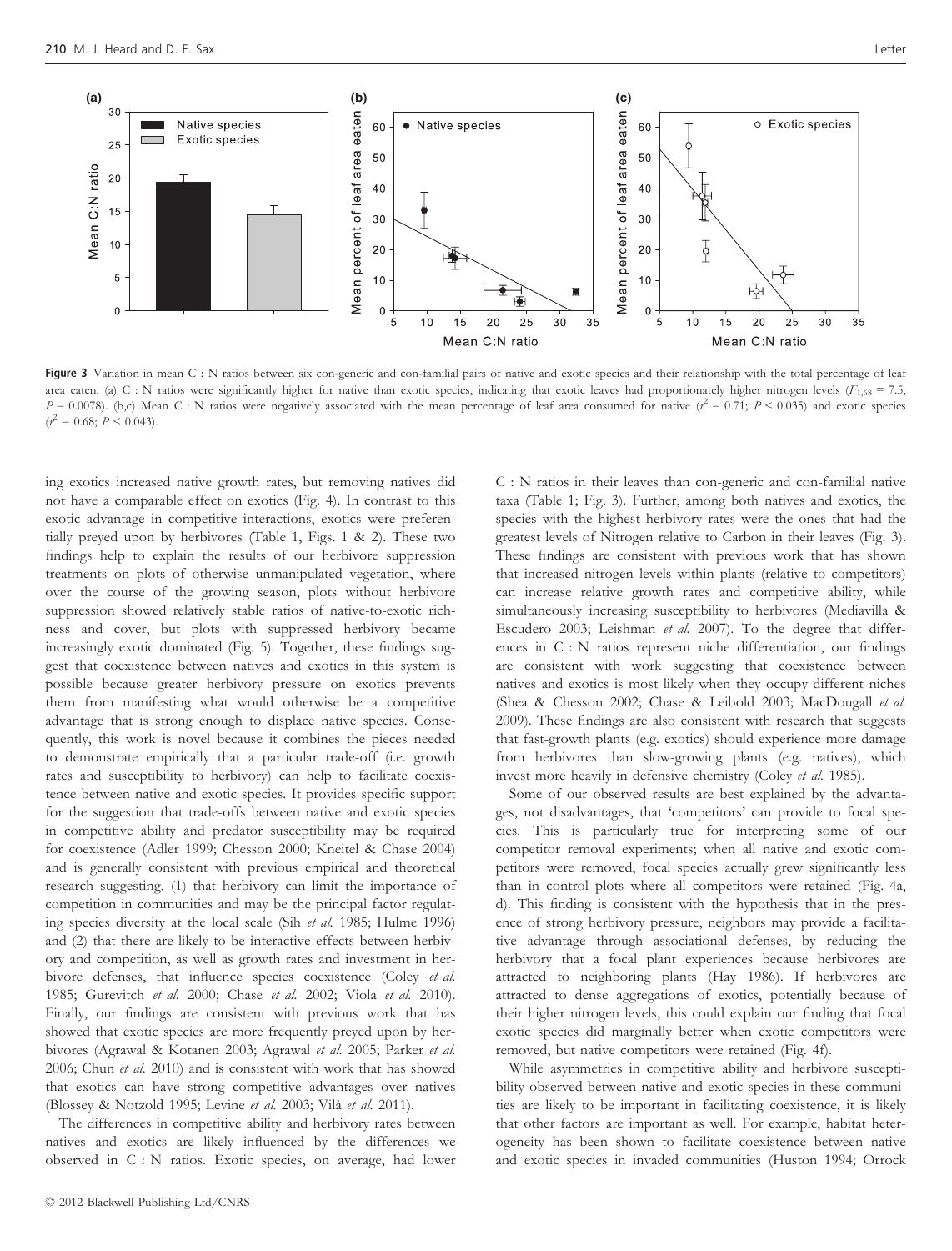**Figure 3** Variation in mean C : N ratios between six con-generic and con-familial pairs of native and exotic species and their relationship with the total percentage of leaf area eaten. (a) C : N ratios were significantly higher for native than exotic species, indicating that exotic leaves had proportionately higher nitrogen levels ($F_{1,68} = 7.5$, $P = 0.0078$). (b,c) Mean C : N ratios were negatively associated with the mean percentage of leaf area consumed for native ($r^2 = 0.71$; $P < 0.035$) and exotic species ($r^2 = 0.68$; $P < 0.043$).

ing exotics increased native growth rates, but removing natives did not have a comparable effect on exotics (Fig. 4). In contrast to this exotic advantage in competitive interactions, exotics were preferentially preyed upon by herbivores (Table 1, Figs. 1 & 2). These two findings help to explain the results of our herbivore suppression treatments on plots of otherwise unmanipulated vegetation, where over the course of the growing season, plots without herbivore suppression showed relatively stable ratios of native-to-exotic richness and cover, but plots with suppressed herbivory became increasingly exotic dominated (Fig. 5). Together, these findings suggest that coexistence between natives and exotics in this system is possible because greater herbivory pressure on exotics prevents them from manifesting what would otherwise be a competitive advantage that is strong enough to displace native species. Consequently, this work is novel because it combines the pieces needed to demonstrate empirically that a particular trade-off (i.e. growth rates and susceptibility to herbivory) can help to facilitate coexistence between native and exotic species. It provides specific support for the suggestion that trade-offs between native and exotic species in competitive ability and predator susceptibility may be required for coexistence (Adler 1999; Chesson 2000; Kneitel & Chase 2004) and is generally consistent with previous empirical and theoretical research suggesting, (1) that herbivory can limit the importance of competition in communities and may be the principal factor regulating species diversity at the local scale (Sih *et al.* 1985; Hulme 1996) and (2) that there are likely to be interactive effects between herbivory and competition, as well as growth rates and investment in herbivore defenses, that influence species coexistence (Coley *et al.* 1985; Gurevitch *et al.* 2000; Chase *et al.* 2002; Viola *et al.* 2010). Finally, our findings are consistent with previous work that has showed that exotic species are more frequently preyed upon by herbivores (Agrawal & Kotanen 2003; Agrawal *et al.* 2005; Parker *et al.* 2006; Chun *et al.* 2010) and is consistent with work that has showed that exotics can have strong competitive advantages over natives (Blossey & Notzold 1995; Levine *et al.* 2003; Vilà *et al.* 2011).

The differences in competitive ability and herbivory rates between natives and exotics are likely influenced by the differences we observed in C : N ratios. Exotic species, on average, had lower C : N ratios in their leaves than con-generic and con-familial native taxa (Table 1; Fig. 3). Further, among both natives and exotics, the species with the highest herbivory rates were the ones that had the greatest levels of Nitrogen relative to Carbon in their leaves (Fig. 3). These findings are consistent with previous work that has shown that increased nitrogen levels within plants (relative to competitors) can increase relative growth rates and competitive ability, while simultaneously increasing susceptibility to herbivores (Mediavilla & Escudero 2003; Leishman *et al.* 2007). To the degree that differences in C : N ratios represent niche differentiation, our findings are consistent with work suggesting that coexistence between natives and exotics is most likely when they occupy different niches (Shea & Chesson 2002; Chase & Leibold 2003; MacDougall *et al.* 2009). These findings are also consistent with research that suggests that fast-growth plants (e.g. exotics) should experience more damage from herbivores than slow-growing plants (e.g. natives), which invest more heavily in defensive chemistry (Coley *et al.* 1985).

Some of our observed results are best explained by the advantages, not disadvantages, that 'competitors' can provide to focal species. This is particularly true for interpreting some of our competitor removal experiments; when all native and exotic competitors were removed, focal species actually grew significantly less than in control plots where all competitors were retained (Fig. 4a, d). This finding is consistent with the hypothesis that in the presence of strong herbivory pressure, neighbors may provide a facilitative advantage through associational defenses, by reducing the herbivory that a focal plant experiences because herbivores are attracted to neighboring plants (Hay 1986). If herbivores are attracted to dense aggregations of exotics, potentially because of their higher nitrogen levels, this could explain our finding that focal exotic species did marginally better when exotic competitors were removed, but native competitors were retained (Fig. 4f).

While asymmetries in competitive ability and herbivore susceptibility observed between native and exotic species in these communities are likely to be important in facilitating coexistence, it is likely that other factors are important as well. For example, habitat heterogeneity has been shown to facilitate coexistence between native and exotic species in invaded communities (Huston 1994; Orrock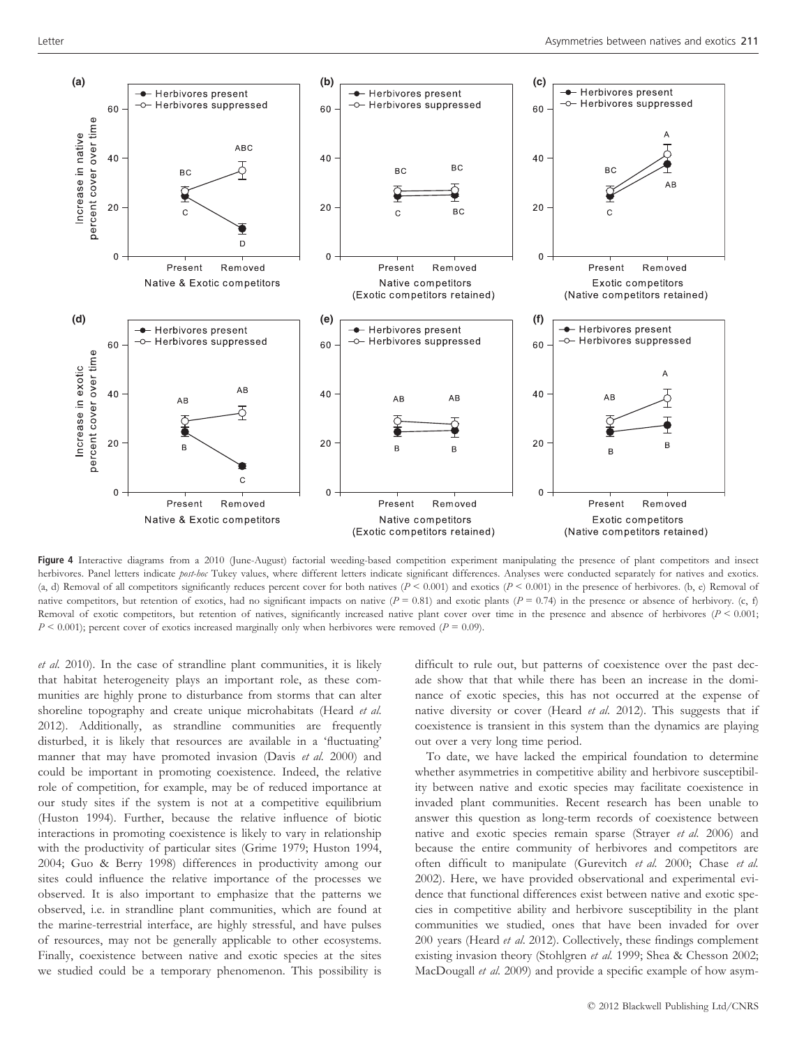**Figure 4** Interactive diagrams from a 2010 (June-August) factorial weeding-based competition experiment manipulating the presence of plant competitors and insect herbivores. Panel letters indicate *post-hoc* Tukey values, where different letters indicate significant differences. Analyses were conducted separately for natives and exotics. (a, d) Removal of all competitors significantly reduces percent cover for both natives ($P < 0.001$) and exotics ($P < 0.001$) in the presence of herbivores. (b, e) Removal of native competitors, but retention of exotics, had no significant impacts on native ($P = 0.81$) and exotic plants ($P = 0.74$) in the presence or absence of herbivory. (c, f) Removal of exotic competitors, but retention of natives, significantly increased native plant cover over time in the presence and absence of herbivores ($P < 0.001$; $P < 0.001$); percent cover of exotics increased marginally only when herbivores were removed ($P = 0.09$).

*et al.* 2010). In the case of strandline plant communities, it is likely that habitat heterogeneity plays an important role, as these communities are highly prone to disturbance from storms that can alter shoreline topography and create unique microhabitats (Heard *et al.* 2012). Additionally, as strandline communities are frequently disturbed, it is likely that resources are available in a 'fluctuating' manner that may have promoted invasion (Davis *et al.* 2000) and could be important in promoting coexistence. Indeed, the relative role of competition, for example, may be of reduced importance at our study sites if the system is not at a competitive equilibrium (Huston 1994). Further, because the relative influence of biotic interactions in promoting coexistence is likely to vary in relationship with the productivity of particular sites (Grime 1979; Huston 1994, 2004; Guo & Berry 1998) differences in productivity among our sites could influence the relative importance of the processes we observed. It is also important to emphasize that the patterns we observed, i.e. in strandline plant communities, which are found at the marine-terrestrial interface, are highly stressful, and have pulses of resources, may not be generally applicable to other ecosystems. Finally, coexistence between native and exotic species at the sites we studied could be a temporary phenomenon. This possibility is difficult to rule out, but patterns of coexistence over the past decade show that that while there has been an increase in the dominance of exotic species, this has not occurred at the expense of native diversity or cover (Heard *et al.* 2012). This suggests that if coexistence is transient in this system than the dynamics are playing out over a very long time period.

To date, we have lacked the empirical foundation to determine whether asymmetries in competitive ability and herbivore susceptibility between native and exotic species may facilitate coexistence in invaded plant communities. Recent research has been unable to answer this question as long-term records of coexistence between native and exotic species remain sparse (Strayer *et al.* 2006) and because the entire community of herbivores and competitors are often difficult to manipulate (Gurevitch *et al.* 2000; Chase *et al.* 2002). Here, we have provided observational and experimental evidence that functional differences exist between native and exotic species in competitive ability and herbivore susceptibility in the plant communities we studied, ones that have been invaded for over 200 years (Heard *et al.* 2012). Collectively, these findings complement existing invasion theory (Stohlgren *et al.* 1999; Shea & Chesson 2002; MacDougall *et al.* 2009) and provide a specific example of how asym-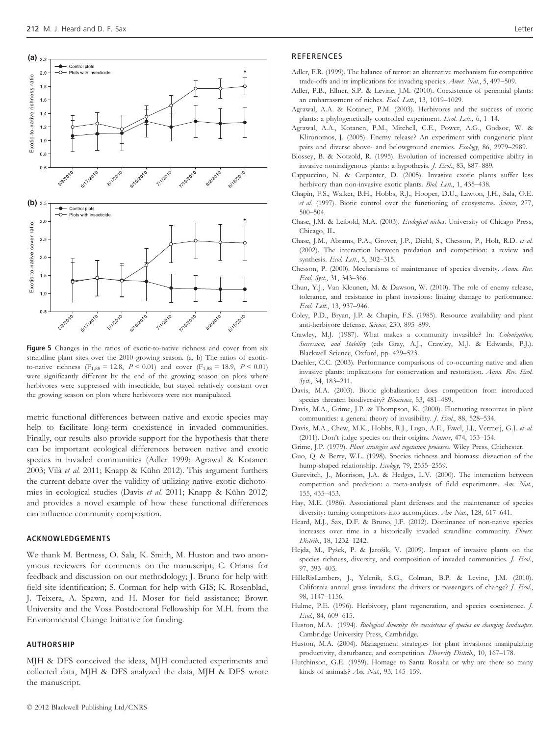**Figure 5** Changes in the ratios of exotic-to-native richness and cover from six strandline plant sites over the 2010 growing season. (a, b) The ratios of exotic-to-native richness ($F_{1,88} = 12.8$, $P < 0.01$) and cover ($F_{1,88} = 18.9$, $P < 0.01$) were significantly different by the end of the growing season on plots where herbivores were suppressed with insecticide, but stayed relatively constant over the growing season on plots where herbivores were not manipulated.

metric functional differences between native and exotic species may help to facilitate long-term coexistence in invaded communities. Finally, our results also provide support for the hypothesis that there can be important ecological differences between native and exotic species in invaded communities (Adler 1999; Agrawal & Kotanen 2003; Vilà *et al.* 2011; Knapp & Kühn 2012). This argument furthers the current debate over the validity of utilizing native-exotic dichotomies in ecological studies (Davis *et al.* 2011; Knapp & Kühn 2012) and provides a novel example of how these functional differences can influence community composition.

## ACKNOWLEDGEMENTS

We thank M. Bertness, O. Sala, K. Smith, M. Huston and two anonymous reviewers for comments on the manuscript; C. Orians for feedback and discussion on our methodology; J. Bruno for help with field site identification; S. Corman for help with GIS; K. Rosenblad, J. Teixera, A. Spawn, and H. Moser for field assistance; Brown University and the Voss Postdoctoral Fellowship for M.H. from the Environmental Change Initiative for funding.

## AUTHORSHIP

MJH & DFS conceived the ideas, MJH conducted experiments and collected data, MJH & DFS analyzed the data, MJH & DFS wrote the manuscript.

## REFERENCES

Adler, F.R. (1999). The balance of terror: an alternative mechanism for competitive trade-offs and its implications for invading species. *Amer. Nat.*, 5, 497–509.

Adler, P.B., Ellner, S.P. & Levine, J.M. (2010). Coexistence of perennial plants: an embarrassment of niches. *Ecol. Lett.*, 13, 1019–1029.

Agrawal, A.A. & Kotanen, P.M. (2003). Herbivores and the success of exotic plants: a phylogenetically controlled experiment. *Ecol. Lett.*, 6, 1–14.

Agrawal, A.A., Kotanen, P.M., Mitchell, C.E., Power, A.G., Godsoe, W. & Klironomos, J. (2005). Enemy release? An experiment with congeneric plant pairs and diverse above- and belowground enemies. *Ecology*, 86, 2979–2989.

Blossey, B. & Notzold, R. (1995). Evolution of increased competitive ability in invasive nonindigenous plants: a hypothesis. *J. Ecol.*, 83, 887–889.

Cappuccino, N. & Carpenter, D. (2005). Invasive exotic plants suffer less herbivory than non-invasive exotic plants. *Biol. Lett.*, 1, 435–438.

Chapin, F.S., Walker, B.H., Hobbs, R.J., Hooper, D.U., Lawton, J.H., Sala, O.E. *et al.* (1997). Biotic control over the functioning of ecosystems. *Science*, 277, 500–504.

Chase, J.M. & Leibold, M.A. (2003). *Ecological niches*. University of Chicago Press, Chicago, IL.

Chase, J.M., Abrams, P.A., Grover, J.P., Diehl, S., Chesson, P., Holt, R.D. *et al.* (2002). The interaction between predation and competition: a review and synthesis. *Ecol. Lett.*, 5, 302–315.

Chesson, P. (2000). Mechanisms of maintenance of species diversity. *Annu. Rev. Ecol. Syst.*, 31, 343–366.

Chun, Y.J., Van Kleunen, M. & Dawson, W. (2010). The role of enemy release, tolerance, and resistance in plant invasions: linking damage to performance. *Ecol. Lett.*, 13, 937–946.

Coley, P.D., Bryan, J.P. & Chapin, F.S. (1985). Resource availability and plant anti-herbivore defense. *Science*, 230, 895–899.

Crawley, M.J. (1987). What makes a community invasible? In: *Colonization, Succession, and Stability* (eds Gray, A.J., Crawley, M.J. & Edwards, P.J.). Blackwell Science, Oxford, pp. 429–523.

Daehler, C.C. (2003). Performance comparisons of co-occurring native and alien invasive plants: implications for conservation and restoration. *Annu. Rev. Ecol. Syst.*, 34, 183–211.

Davis, M.A. (2003). Biotic globalization: does competition from introduced species threaten biodiversity? *Bioscience*, 53, 481–489.

Davis, M.A., Grime, J.P. & Thompson, K. (2000). Fluctuating resources in plant communities: a general theory of invasibility. *J. Ecol.*, 88, 528–534.

Davis, M.A., Chew, M.K., Hobbs, R.J., Lugo, A.E., Ewel, J.J., Vermeij, G.J. *et al.* (2011). Don't judge species on their origins. *Nature*, 474, 153–154.

Grime, J.P. (1979). *Plant strategies and vegetation processes*. Wiley Press, Chichester.

Guo, Q. & Berry, W.L. (1998). Species richness and biomass: dissection of the hump-shaped relationship. *Ecology*, 79, 2555–2559.

Gurevitch, J., Morrison, J.A. & Hedges, L.V. (2000). The interaction between competition and predation: a meta-analysis of field experiments. *Am. Nat.*, 155, 435–453.

Hay, M.E. (1986). Associational plant defenses and the maintenance of species diversity: turning competitors into accomplices. *Am Nat.*, 128, 617–641.

Heard, M.J., Sax, D.F. & Bruno, J.F. (2012). Dominance of non-native species increases over time in a historically invaded strandline community. *Divers. Distrib.*, 18, 1232–1242.

Hejda, M., Pyšek, P. & Jarošík, V. (2009). Impact of invasive plants on the species richness, diversity, and composition of invaded communities. *J. Ecol.*, 97, 393–403.

HilleRisLambers, J., Yelenik, S.G., Colman, B.P. & Levine, J.M. (2010). California annual grass invaders: the drivers or passengers of change? *J. Ecol.*, 98, 1147–1156.

Hulme, P.E. (1996). Herbivory, plant regeneration, and species coexistence. *J. Ecol.*, 84, 609–615.

Huston, M.A. (1994). *Biological diversity: the coexistence of species on changing landscapes*. Cambridge University Press, Cambridge.

Huston, M.A. (2004). Management strategies for plant invasions: manipulating productivity, disturbance, and competition. *Diversity Distrib.*, 10, 167–178.

Hutchinson, G.E. (1959). Homage to Santa Rosalia or why are there so many kinds of animals? *Am. Nat.*, 93, 145–159.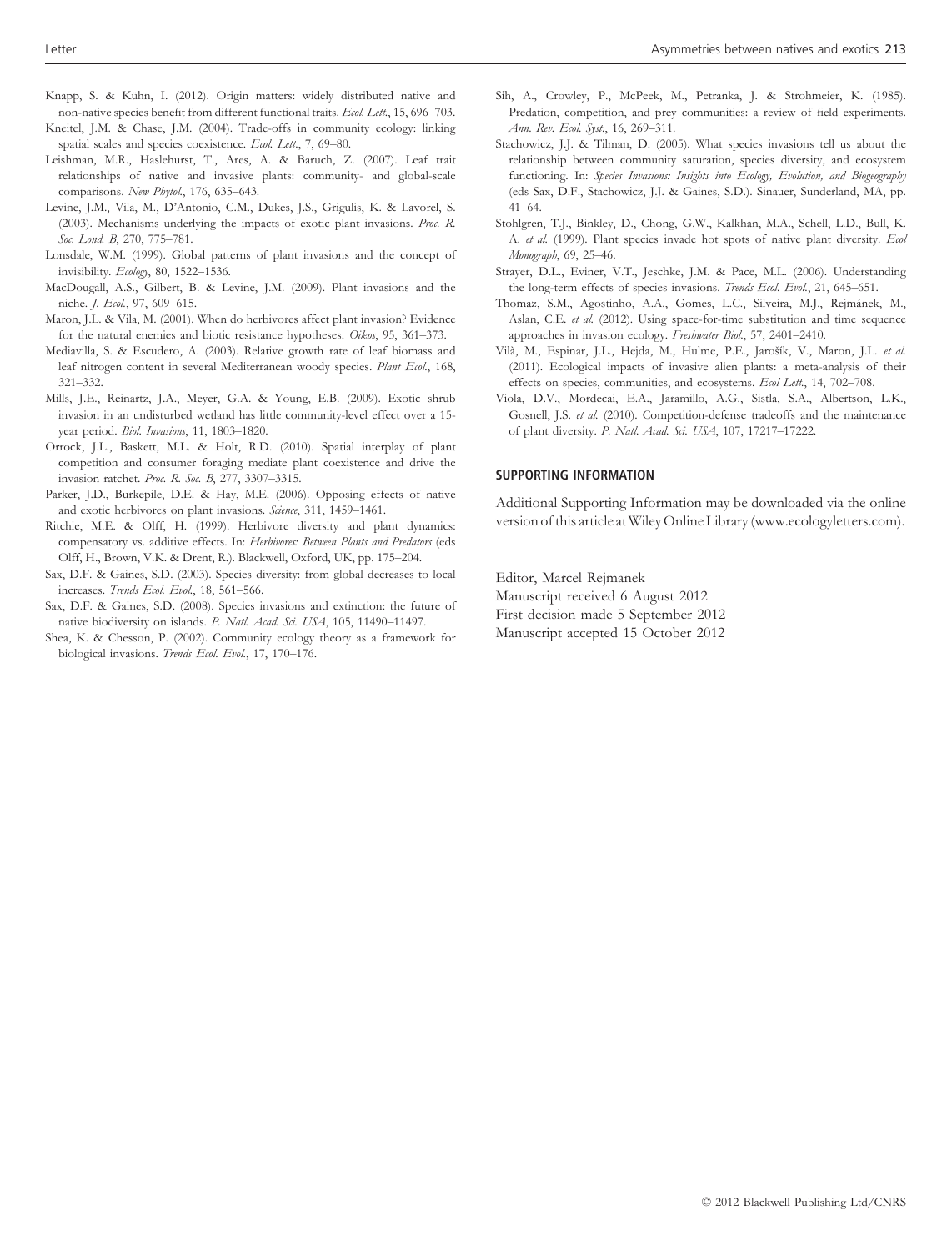Knapp, S. & Kühn, I. (2012). Origin matters: widely distributed native and non-native species benefit from different functional traits. *Ecol. Lett.*, 15, 696–703.

Kneitel, J.M. & Chase, J.M. (2004). Trade-offs in community ecology: linking spatial scales and species coexistence. *Ecol. Lett.*, 7, 69–80.

Leishman, M.R., Haslehurst, T., Ares, A. & Baruch, Z. (2007). Leaf trait relationships of native and invasive plants: community- and global-scale comparisons. *New Phytol.*, 176, 635–643.

Levine, J.M., Vila, M., D'Antonio, C.M., Dukes, J.S., Grigulis, K. & Lavorel, S. (2003). Mechanisms underlying the impacts of exotic plant invasions. *Proc. R. Soc. Lond. B*, 270, 775–781.

Lonsdale, W.M. (1999). Global patterns of plant invasions and the concept of invisibility. *Ecology*, 80, 1522–1536.

MacDougall, A.S., Gilbert, B. & Levine, J.M. (2009). Plant invasions and the niche. *J. Ecol.*, 97, 609–615.

Maron, J.L. & Vila, M. (2001). When do herbivores affect plant invasion? Evidence for the natural enemies and biotic resistance hypotheses. *Oikos*, 95, 361–373.

Mediavilla, S. & Escudero, A. (2003). Relative growth rate of leaf biomass and leaf nitrogen content in several Mediterranean woody species. *Plant Ecol.*, 168, 321–332.

Mills, J.E., Reinartz, J.A., Meyer, G.A. & Young, E.B. (2009). Exotic shrub invasion in an undisturbed wetland has little community-level effect over a 15-year period. *Biol. Invasions*, 11, 1803–1820.

Orrock, J.L., Baskett, M.L. & Holt, R.D. (2010). Spatial interplay of plant competition and consumer foraging mediate plant coexistence and drive the invasion ratchet. *Proc. R. Soc. B*, 277, 3307–3315.

Parker, J.D., Burkepile, D.E. & Hay, M.E. (2006). Opposing effects of native and exotic herbivores on plant invasions. *Science*, 311, 1459–1461.

Ritchie, M.E. & Olff, H. (1999). Herbivore diversity and plant dynamics: compensatory vs. additive effects. In: *Herbivores: Between Plants and Predators* (eds Olff, H., Brown, V.K. & Drent, R.). Blackwell, Oxford, UK, pp. 175–204.

Sax, D.F. & Gaines, S.D. (2003). Species diversity: from global decreases to local increases. *Trends Ecol. Evol.*, 18, 561–566.

Sax, D.F. & Gaines, S.D. (2008). Species invasions and extinction: the future of native biodiversity on islands. *P. Natl. Acad. Sci. USA*, 105, 11490–11497.

Shea, K. & Chesson, P. (2002). Community ecology theory as a framework for biological invasions. *Trends Ecol. Evol.*, 17, 170–176.

Sih, A., Crowley, P., McPeek, M., Petranka, J. & Strohmeier, K. (1985). Predation, competition, and prey communities: a review of field experiments. *Ann. Rev. Ecol. Syst.*, 16, 269–311.

Stachowicz, J.J. & Tilman, D. (2005). What species invasions tell us about the relationship between community saturation, species diversity, and ecosystem functioning. In: *Species Invasions: Insights into Ecology, Evolution, and Biogeography* (eds Sax, D.F., Stachowicz, J.J. & Gaines, S.D.). Sinauer, Sunderland, MA, pp. 41–64.

Stohlgren, T.J., Binkley, D., Chong, G.W., Kalkhan, M.A., Schell, L.D., Bull, K. A. *et al.* (1999). Plant species invade hot spots of native plant diversity. *Ecol Monograph*, 69, 25–46.

Strayer, D.L., Eviner, V.T., Jeschke, J.M. & Pace, M.L. (2006). Understanding the long-term effects of species invasions. *Trends Ecol. Evol.*, 21, 645–651.

Thomaz, S.M., Agostinho, A.A., Gomes, L.C., Silveira, M.J., Rejmánek, M., Aslan, C.E. *et al.* (2012). Using space-for-time substitution and time sequence approaches in invasion ecology. *Freshwater Biol.*, 57, 2401–2410.

Vilà, M., Espinar, J.L., Hejda, M., Hulme, P.E., Jarošík, V., Maron, J.L. *et al.* (2011). Ecological impacts of invasive alien plants: a meta-analysis of their effects on species, communities, and ecosystems. *Ecol Lett.*, 14, 702–708.

Viola, D.V., Mordecai, E.A., Jaramillo, A.G., Sistla, S.A., Albertson, L.K., Gosnell, J.S. *et al.* (2010). Competition-defense tradeoffs and the maintenance of plant diversity. *P. Natl. Acad. Sci. USA*, 107, 17217–17222.

## SUPPORTING INFORMATION

Additional Supporting Information may be downloaded via the online version of this article at Wiley Online Library (www.ecologyletters.com).

Editor, Marcel Rejmanek
Manuscript received 6 August 2012
First decision made 5 September 2012
Manuscript accepted 15 October 2012